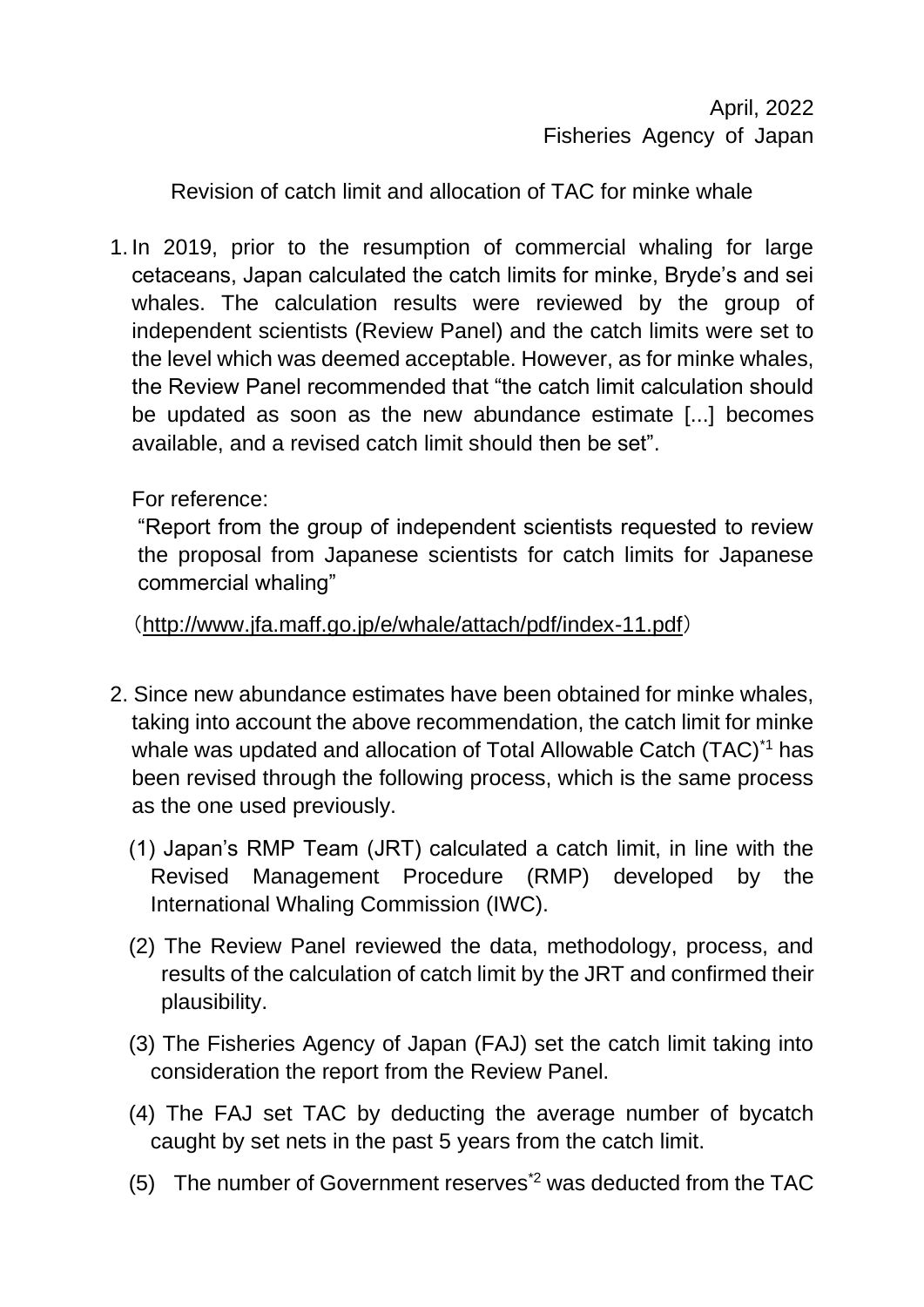April, 2022

Fisheries Agency of Japan

## Revision of catch limit and allocation of TAC for minke whale

1. In 2019, prior to the resumption of commercial whaling for large cetaceans, Japan calculated the catch limits for minke, Bryde's and sei whales. The calculation results were reviewed by the group of independent scientists (Review Panel) and the catch limits were set to the level which was deemed acceptable. However, as for minke whales, the Review Panel recommended that "the catch limit calculation should be updated as soon as the new abundance estimate [...] becomes available, and a revised catch limit should then be set".

   For reference:

   "Report from the group of independent scientists requested to review the proposal from Japanese scientists for catch limits for Japanese commercial whaling"

   （http://www.jfa.maff.go.jp/e/whale/attach/pdf/index-11.pdf）

2. Since new abundance estimates have been obtained for minke whales, taking into account the above recommendation, the catch limit for minke whale was updated and allocation of Total Allowable Catch (TAC)*1 has been revised through the following process, which is the same process as the one used previously.

   (1) Japan's RMP Team (JRT) calculated a catch limit, in line with the Revised Management Procedure (RMP) developed by the International Whaling Commission (IWC).

   (2) The Review Panel reviewed the data, methodology, process, and results of the calculation of catch limit by the JRT and confirmed their plausibility.

   (3) The Fisheries Agency of Japan (FAJ) set the catch limit taking into consideration the report from the Review Panel.

   (4) The FAJ set TAC by deducting the average number of bycatch caught by set nets in the past 5 years from the catch limit.

   (5) The number of Government reserves*2 was deducted from the TAC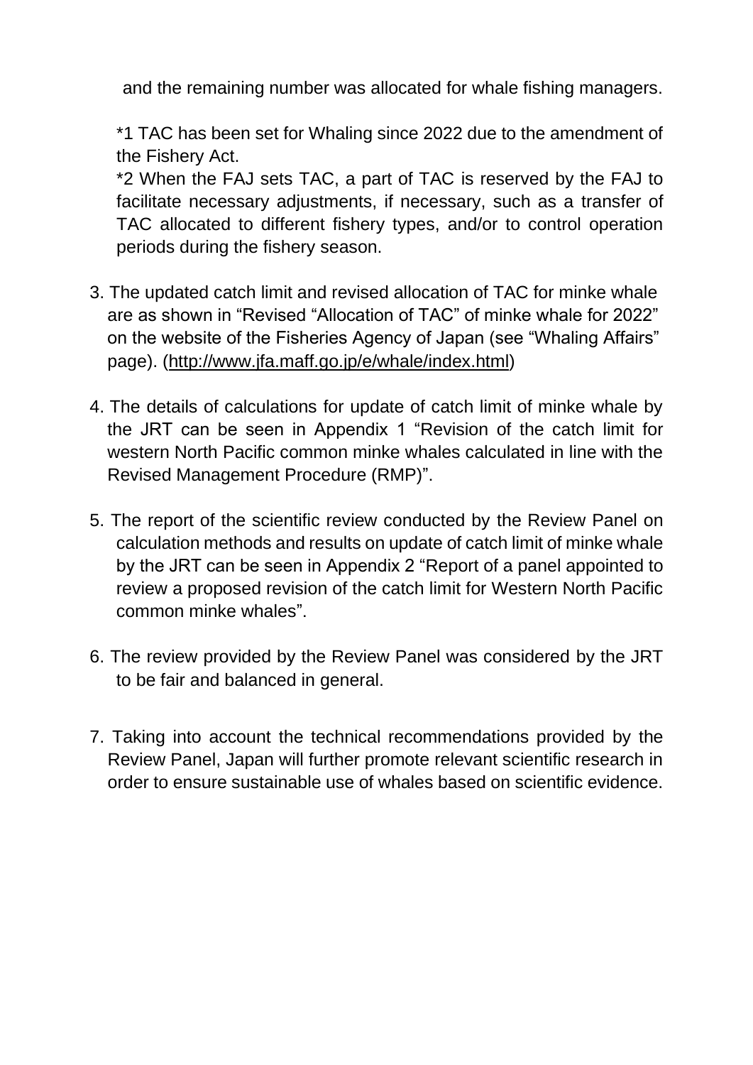and the remaining number was allocated for whale fishing managers.

*1 TAC has been set for Whaling since 2022 due to the amendment of the Fishery Act.
*2 When the FAJ sets TAC, a part of TAC is reserved by the FAJ to facilitate necessary adjustments, if necessary, such as a transfer of TAC allocated to different fishery types, and/or to control operation periods during the fishery season.

3. The updated catch limit and revised allocation of TAC for minke whale are as shown in "Revised "Allocation of TAC" of minke whale for 2022" on the website of the Fisheries Agency of Japan (see "Whaling Affairs" page). (http://www.jfa.maff.go.jp/e/whale/index.html)

4. The details of calculations for update of catch limit of minke whale by the JRT can be seen in Appendix 1 "Revision of the catch limit for western North Pacific common minke whales calculated in line with the Revised Management Procedure (RMP)".

5. The report of the scientific review conducted by the Review Panel on calculation methods and results on update of catch limit of minke whale by the JRT can be seen in Appendix 2 "Report of a panel appointed to review a proposed revision of the catch limit for Western North Pacific common minke whales".

6. The review provided by the Review Panel was considered by the JRT to be fair and balanced in general.

7. Taking into account the technical recommendations provided by the Review Panel, Japan will further promote relevant scientific research in order to ensure sustainable use of whales based on scientific evidence.